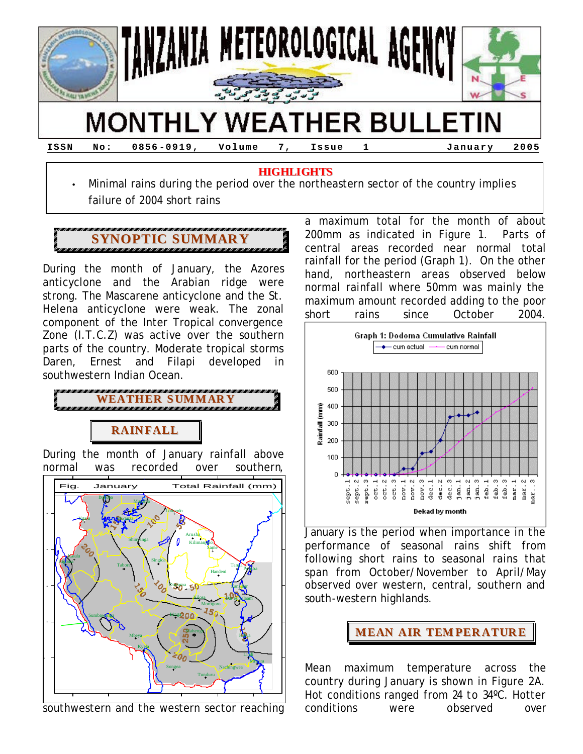# TANZANIA METEOROLOGICAL AGENCY

# MONTHLY WEATHER BULLETIN

**ISSN No: 0856-0919, Volume 7, Issue 1 January 2005**

**HIGHLIGHTS**

- Minimal rains during the period over the northeastern sector of the country implies failure of 2004 short rains

## SYNOPTIC SUMMARY

During the month of January, the Azores anticyclone and the Arabian ridge were strong. The Mascarene anticyclone and the St. Helena anticyclone were weak. The zonal component of the Inter Tropical convergence Zone (I.T.C.Z) was active over the southern parts of the country. Moderate tropical storms Daren, Ernest and Filapi developed in southwestern Indian Ocean.

## WEATHER SUMMARY

### RAINFALL

During the month of January rainfall above normal was recorded over southern, southwestern and the western sector reaching a maximum total for the month of about 200mm as indicated in Figure 1. Parts of central areas recorded near normal total rainfall for the period (Graph 1). On the other hand, northeastern areas observed below normal rainfall where 50mm was mainly the maximum amount recorded adding to the poor short rains since October 2004.

Fig. January Total Rainfall (mm)

Graph 1: Dodoma Cumulative Rainfall

January is the period when importance in the performance of seasonal rains shift from following short rains to seasonal rains that span from October/November to April/May observed over western, central, southern and south-western highlands.

### MEAN AIR TEMPERATURE

Mean maximum temperature across the country during January is shown in Figure 2A. Hot conditions ranged from 24 to 34ºC. Hotter conditions were observed over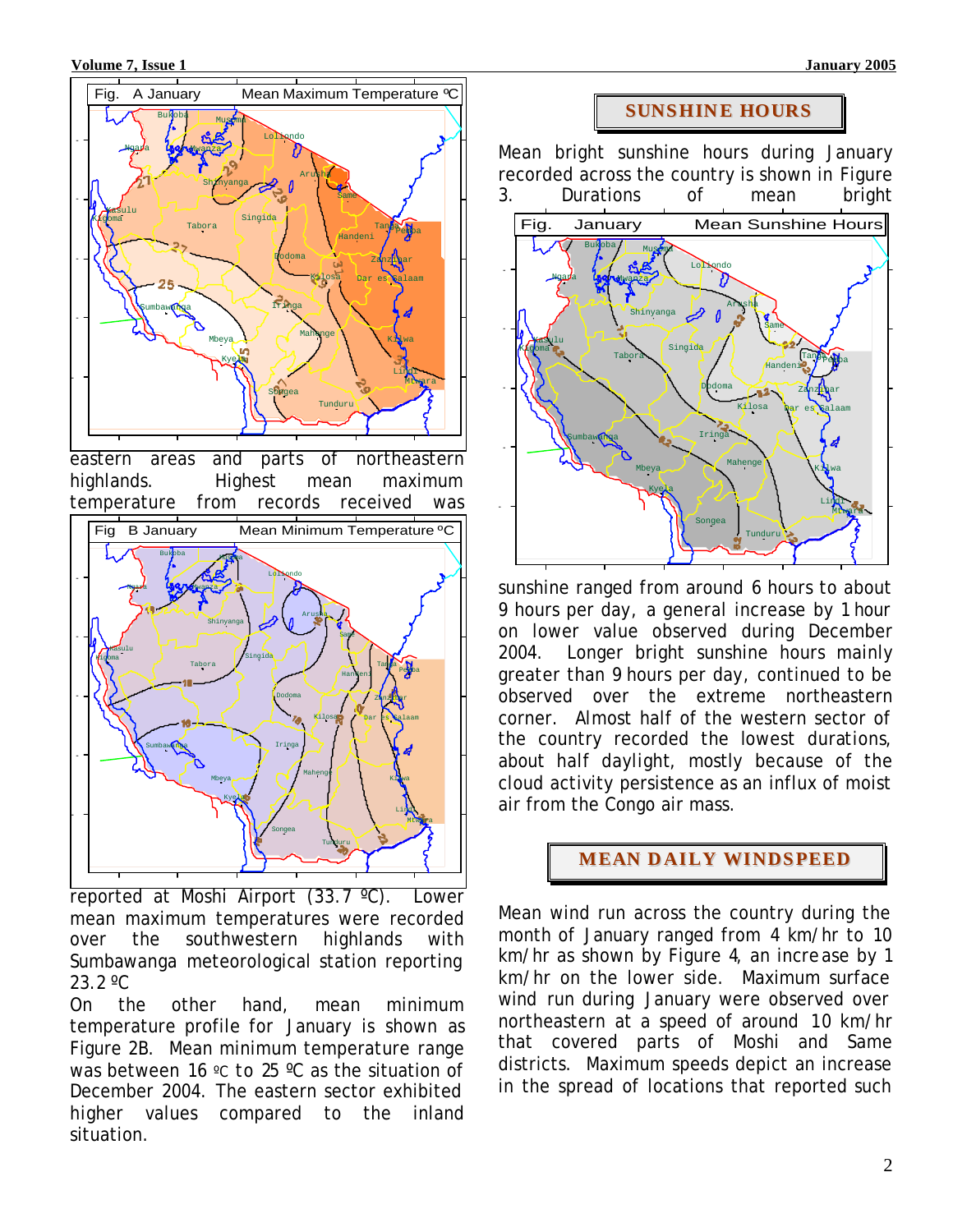eastern areas and parts of northeastern highlands. Highest mean maximum temperature from records received was reported at Moshi Airport (33.7 ºC). Lower mean maximum temperatures were recorded over the southwestern highlands with Sumbawanga meteorological station reporting 23.2 ºC

On the other hand, mean minimum temperature profile for January is shown as Figure 2B. Mean minimum temperature range was between 16 ºC to 25 ºC as the situation of December 2004. The eastern sector exhibited higher values compared to the inland situation.

## SUNSHINE HOURS

Mean bright sunshine hours during January recorded across the country is shown in Figure 3. Durations of mean bright sunshine ranged from around 6 hours to about 9 hours per day, a general increase by 1 hour on lower value observed during December 2004. Longer bright sunshine hours mainly greater than 9 hours per day, continued to be observed over the extreme northeastern corner. Almost half of the western sector of the country recorded the lowest durations, about half daylight, mostly because of the cloud activity persistence as an influx of moist air from the Congo air mass.

## MEAN DAILY WINDSPEED

Mean wind run across the country during the month of January ranged from 4 km/hr to 10 km/hr as shown by Figure 4, an increase by 1 km/hr on the lower side. Maximum surface wind run during January were observed over northeastern at a speed of around 10 km/hr that covered parts of Moshi and Same districts. Maximum speeds depict an increase in the spread of locations that reported such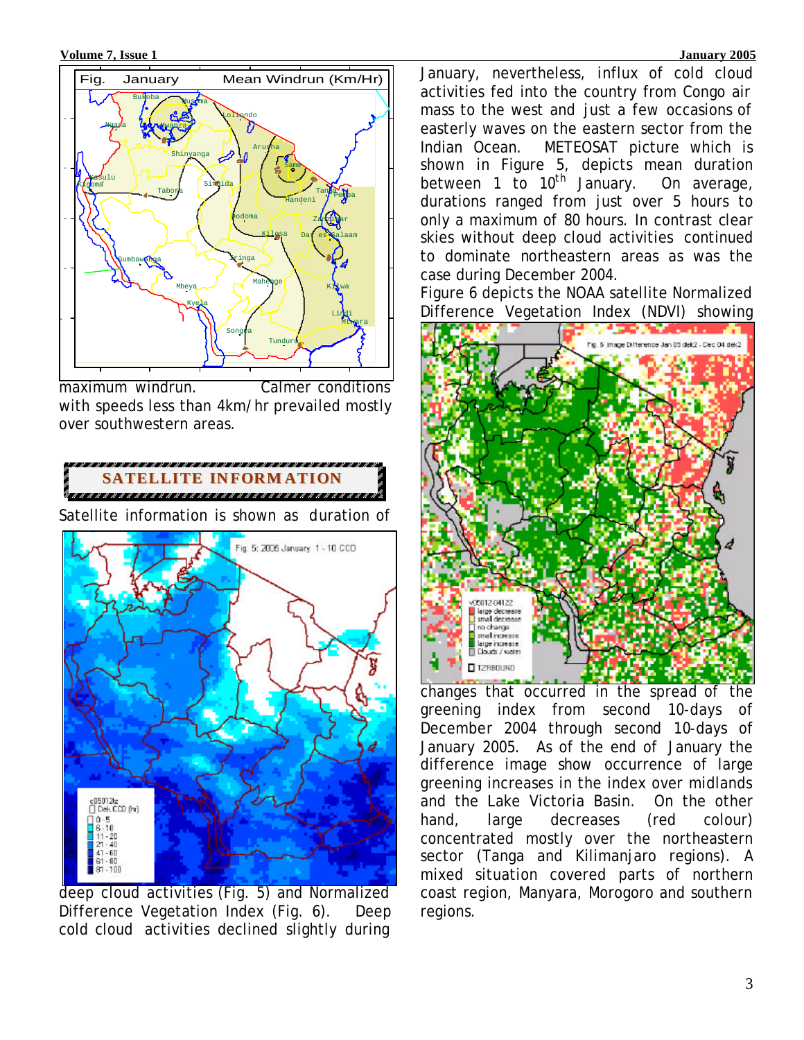maximum windrun. Calmer conditions with speeds less than 4km/hr prevailed mostly over southwestern areas.

## SATELLITE INFORMATION

Satellite information is shown as duration of deep cloud activities (Fig. 5) and Normalized Difference Vegetation Index (Fig. 6). Deep cold cloud activities declined slightly during January, nevertheless, influx of cold cloud activities fed into the country from Congo air mass to the west and just a few occasions of easterly waves on the eastern sector from the Indian Ocean. METEOSAT picture which is shown in Figure 5, depicts mean duration between 1 to 10$^{th}$ January. On average, durations ranged from just over 5 hours to only a maximum of 80 hours. In contrast clear skies without deep cloud activities continued to dominate northeastern areas as was the case during December 2004.

Figure 6 depicts the NOAA satellite Normalized Difference Vegetation Index (NDVI) showing changes that occurred in the spread of the greening index from second 10-days of December 2004 through second 10-days of January 2005. As of the end of January the difference image show occurrence of large greening increases in the index over midlands and the Lake Victoria Basin. On the other hand, large decreases (red colour) concentrated mostly over the northeastern sector (Tanga and Kilimanjaro regions). A mixed situation covered parts of northern coast region, Manyara, Morogoro and southern regions.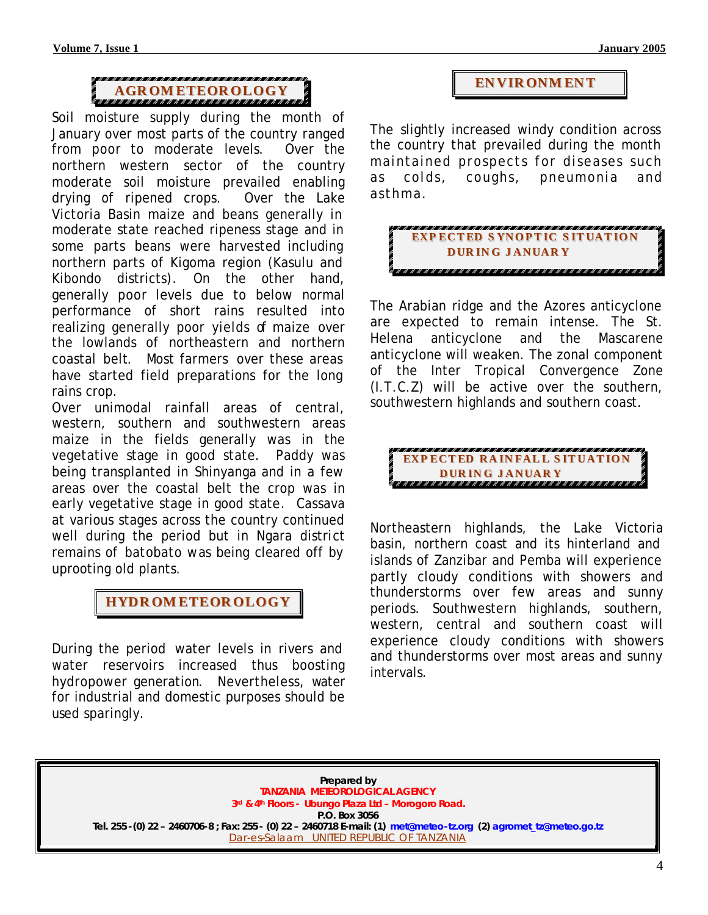## AGROMETEOROLOGY

Soil moisture supply during the month of January over most parts of the country ranged from poor to moderate levels. Over the northern western sector of the country moderate soil moisture prevailed enabling drying of ripened crops. Over the Lake Victoria Basin maize and beans generally in moderate state reached ripeness stage and in some parts beans were harvested including northern parts of Kigoma region (Kasulu and Kibondo districts). On the other hand, generally poor levels due to below normal performance of short rains resulted into realizing generally poor yields of maize over the lowlands of northeastern and northern coastal belt. Most farmers over these areas have started field preparations for the long rains crop.

Over unimodal rainfall areas of central, western, southern and southwestern areas maize in the fields generally was in the vegetative stage in good state. Paddy was being transplanted in Shinyanga and in a few areas over the coastal belt the crop was in early vegetative stage in good state. Cassava at various stages across the country continued well during the period but in Ngara district remains of batobato was being cleared off by uprooting old plants.

## HYDROMETEOROLOGY

During the period water levels in rivers and water reservoirs increased thus boosting hydropower generation. Nevertheless, water for industrial and domestic purposes should be used sparingly.

## ENVIRONMENT

The slightly increased windy condition across the country that prevailed during the month maintained prospects for diseases such as colds, coughs, pneumonia and asthma.

## EXPECTED SYNOPTIC SITUATION DURING JANUARY

The Arabian ridge and the Azores anticyclone are expected to remain intense. The St. Helena anticyclone and the Mascarene anticyclone will weaken. The zonal component of the Inter Tropical Convergence Zone (I.T.C.Z) will be active over the southern, southwestern highlands and southern coast.

## EXPECTED RAINFALL SITUATION DURING JANUARY

Northeastern highlands, the Lake Victoria basin, northern coast and its hinterland and islands of Zanzibar and Pemba will experience partly cloudy conditions with showers and thunderstorms over few areas and sunny periods. Southwestern highlands, southern, western, central and southern coast will experience cloudy conditions with showers and thunderstorms over most areas and sunny intervals.

---

**Prepared by**
**TANZANIA METEOROLOGICAL AGENCY**
**3rd & 4th Floors - Ubungo Plaza Ltd – Morogoro Road.**
**P.O. Box 3056**
**Tel. 255 - (0) 22 – 2460706-8 ; Fax: 255 - (0) 22 – 2460718 E-mail: (1) met@meteo-tz.org (2) agromet_tz@meteo.go.tz**
Dar-es-Salaam UNITED REPUBLIC OF TANZANIA